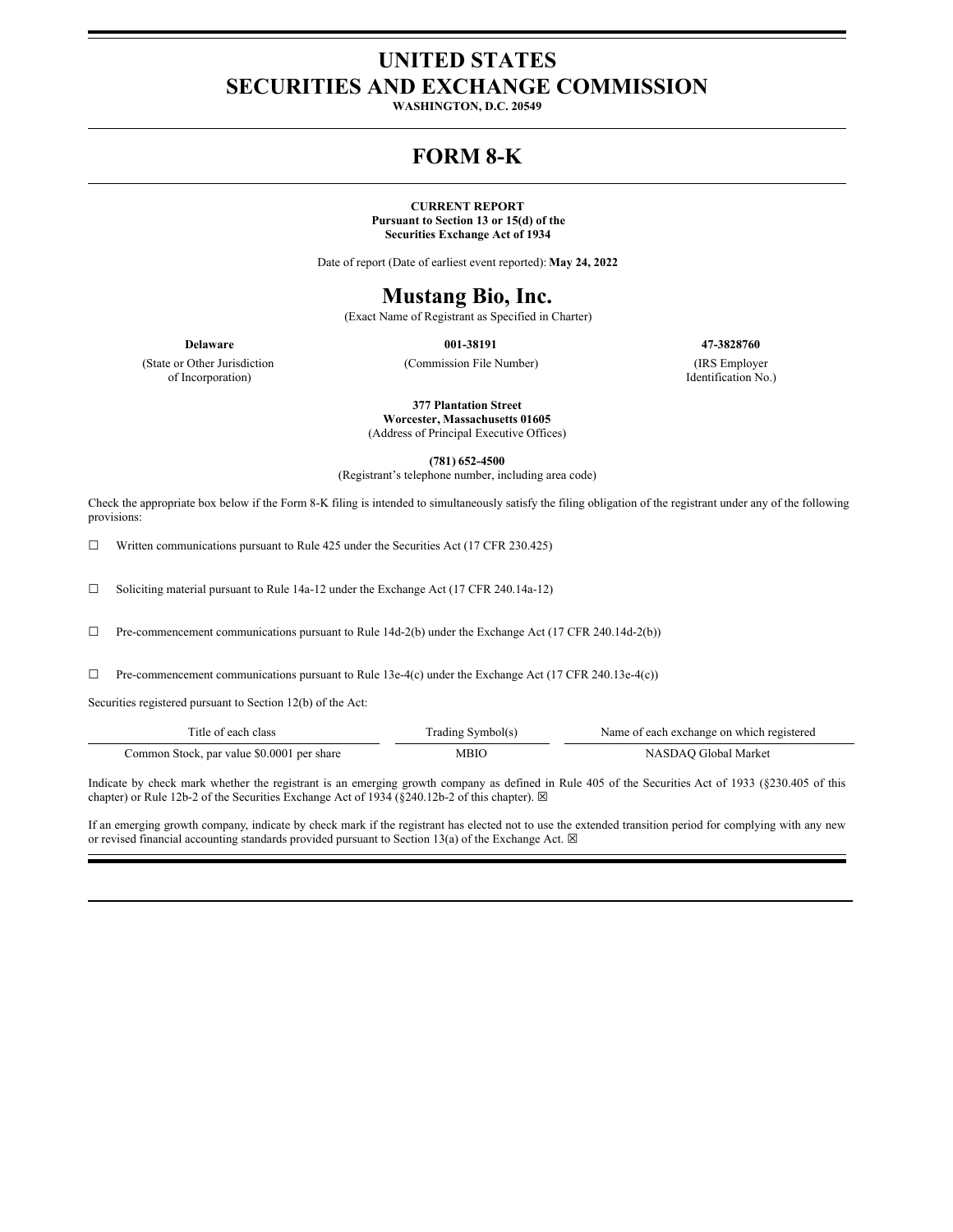# UNITED STATES
# SECURITIES AND EXCHANGE COMMISSION

**WASHINGTON, D.C. 20549**

# FORM 8-K

**CURRENT REPORT**
**Pursuant to Section 13 or 15(d) of the**
**Securities Exchange Act of 1934**

Date of report (Date of earliest event reported): **May 24, 2022**

# Mustang Bio, Inc.

(Exact Name of Registrant as Specified in Charter)

| **Delaware** | **001-38191** | **47-3828760** |
|---|---|---|
| (State or Other Jurisdiction of Incorporation) | (Commission File Number) | (IRS Employer Identification No.) |

**377 Plantation Street**
**Worcester, Massachusetts 01605**
(Address of Principal Executive Offices)

**(781) 652-4500**
(Registrant's telephone number, including area code)

Check the appropriate box below if the Form 8-K filing is intended to simultaneously satisfy the filing obligation of the registrant under any of the following provisions:

☐ Written communications pursuant to Rule 425 under the Securities Act (17 CFR 230.425)

☐ Soliciting material pursuant to Rule 14a-12 under the Exchange Act (17 CFR 240.14a-12)

☐ Pre-commencement communications pursuant to Rule 14d-2(b) under the Exchange Act (17 CFR 240.14d-2(b))

☐ Pre-commencement communications pursuant to Rule 13e-4(c) under the Exchange Act (17 CFR 240.13e-4(c))

Securities registered pursuant to Section 12(b) of the Act:

| Title of each class | Trading Symbol(s) | Name of each exchange on which registered |
|---|---|---|
| Common Stock, par value $0.0001 per share | MBIO | NASDAQ Global Market |

Indicate by check mark whether the registrant is an emerging growth company as defined in Rule 405 of the Securities Act of 1933 (§230.405 of this chapter) or Rule 12b-2 of the Securities Exchange Act of 1934 (§240.12b-2 of this chapter). ☒

If an emerging growth company, indicate by check mark if the registrant has elected not to use the extended transition period for complying with any new or revised financial accounting standards provided pursuant to Section 13(a) of the Exchange Act. ☒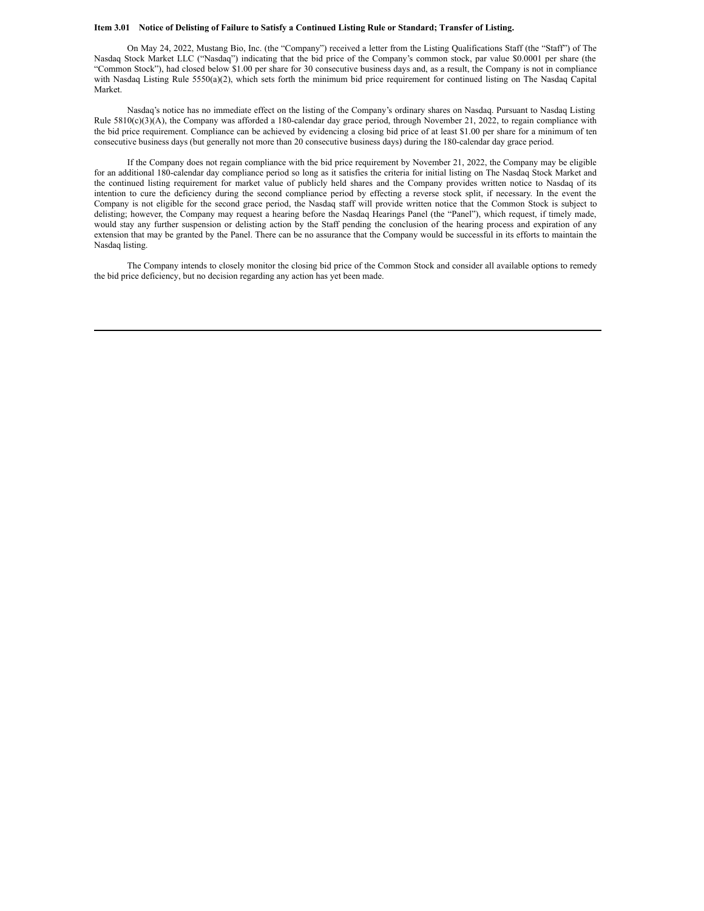**Item 3.01 Notice of Delisting of Failure to Satisfy a Continued Listing Rule or Standard; Transfer of Listing.**

On May 24, 2022, Mustang Bio, Inc. (the "Company") received a letter from the Listing Qualifications Staff (the "Staff") of The Nasdaq Stock Market LLC ("Nasdaq") indicating that the bid price of the Company's common stock, par value $0.0001 per share (the "Common Stock"), had closed below $1.00 per share for 30 consecutive business days and, as a result, the Company is not in compliance with Nasdaq Listing Rule 5550(a)(2), which sets forth the minimum bid price requirement for continued listing on The Nasdaq Capital Market.

Nasdaq's notice has no immediate effect on the listing of the Company's ordinary shares on Nasdaq. Pursuant to Nasdaq Listing Rule 5810(c)(3)(A), the Company was afforded a 180-calendar day grace period, through November 21, 2022, to regain compliance with the bid price requirement. Compliance can be achieved by evidencing a closing bid price of at least $1.00 per share for a minimum of ten consecutive business days (but generally not more than 20 consecutive business days) during the 180-calendar day grace period.

If the Company does not regain compliance with the bid price requirement by November 21, 2022, the Company may be eligible for an additional 180-calendar day compliance period so long as it satisfies the criteria for initial listing on The Nasdaq Stock Market and the continued listing requirement for market value of publicly held shares and the Company provides written notice to Nasdaq of its intention to cure the deficiency during the second compliance period by effecting a reverse stock split, if necessary. In the event the Company is not eligible for the second grace period, the Nasdaq staff will provide written notice that the Common Stock is subject to delisting; however, the Company may request a hearing before the Nasdaq Hearings Panel (the "Panel"), which request, if timely made, would stay any further suspension or delisting action by the Staff pending the conclusion of the hearing process and expiration of any extension that may be granted by the Panel. There can be no assurance that the Company would be successful in its efforts to maintain the Nasdaq listing.

The Company intends to closely monitor the closing bid price of the Common Stock and consider all available options to remedy the bid price deficiency, but no decision regarding any action has yet been made.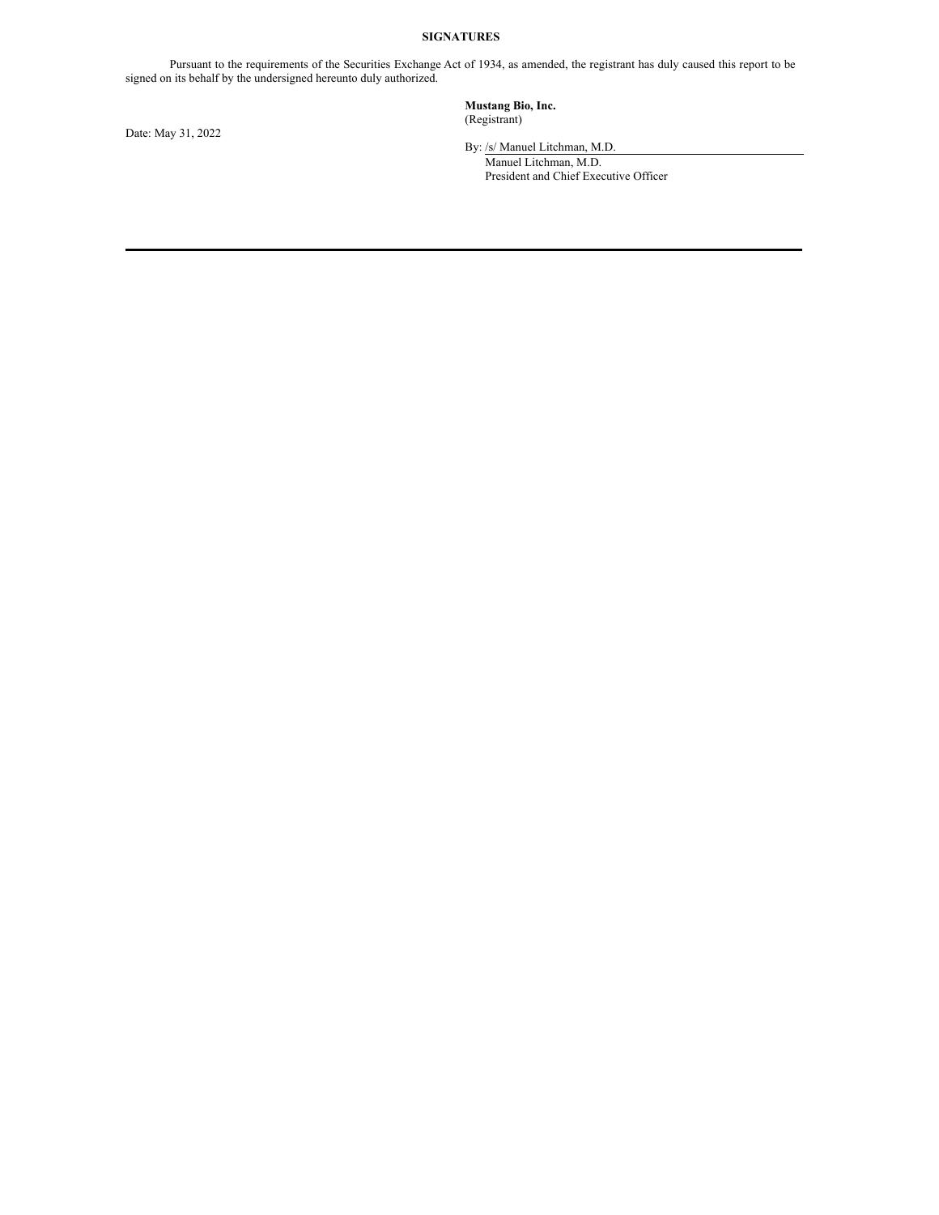**SIGNATURES**

Pursuant to the requirements of the Securities Exchange Act of 1934, as amended, the registrant has duly caused this report to be signed on its behalf by the undersigned hereunto duly authorized.

**Mustang Bio, Inc.**
(Registrant)

Date: May 31, 2022

By: /s/ Manuel Litchman, M.D.
Manuel Litchman, M.D.
President and Chief Executive Officer